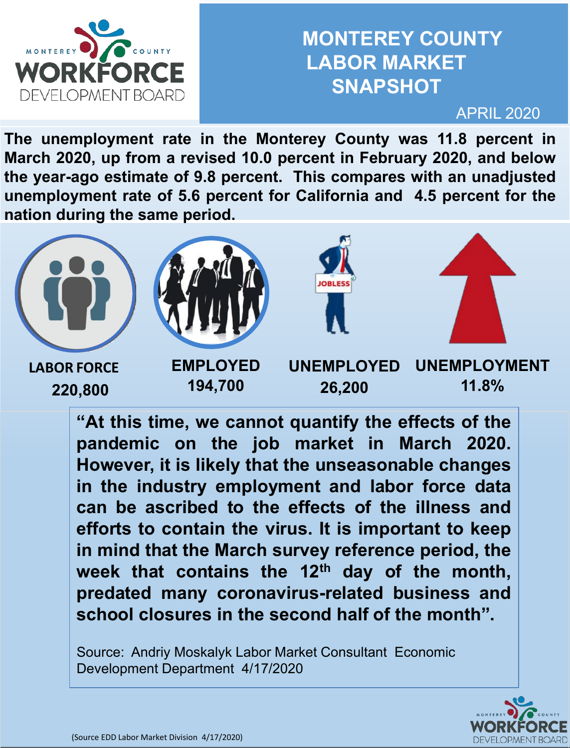MONTEREY COUNTY WORKFORCE DEVELOPMENT BOARD

# MONTEREY COUNTY LABOR MARKET SNAPSHOT

APRIL 2020

**The unemployment rate in the Monterey County was 11.8 percent in March 2020, up from a revised 10.0 percent in February 2020, and below the year-ago estimate of 9.8 percent. This compares with an unadjusted unemployment rate of 5.6 percent for California and 4.5 percent for the nation during the same period.**

| LABOR FORCE | EMPLOYED | UNEMPLOYED | UNEMPLOYMENT |
|---|---|---|---|
| 220,800 | 194,700 | 26,200 | 11.8% |

**"At this time, we cannot quantify the effects of the pandemic on the job market in March 2020. However, it is likely that the unseasonable changes in the industry employment and labor force data can be ascribed to the effects of the illness and efforts to contain the virus. It is important to keep in mind that the March survey reference period, the week that contains the 12th day of the month, predated many coronavirus-related business and school closures in the second half of the month".**

Source: Andriy Moskalyk Labor Market Consultant Economic Development Department 4/17/2020

(Source EDD Labor Market Division 4/17/2020)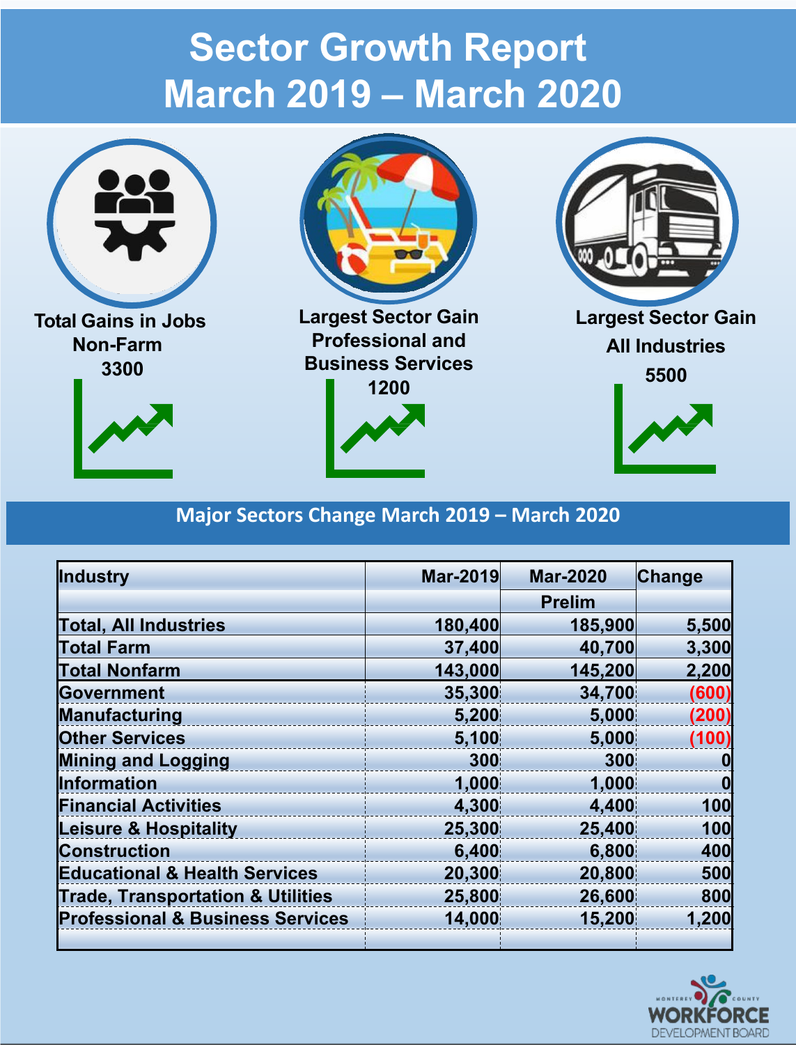# Sector Growth Report
# March 2019 – March 2020

**Total Gains in Jobs**
**Non-Farm**
**3300**

**Largest Sector Gain**
**Professional and Business Services**
**1200**

**Largest Sector Gain**
**All Industries**
**5500**

## Major Sectors Change March 2019 – March 2020

| Industry | Mar-2019 | Mar-2020 Prelim | Change |
|---|---|---|---|
| **Total, All Industries** | 180,400 | 185,900 | 5,500 |
| **Total Farm** | 37,400 | 40,700 | 3,300 |
| **Total Nonfarm** | 143,000 | 145,200 | 2,200 |
| **Government** | 35,300 | 34,700 | (600) |
| **Manufacturing** | 5,200 | 5,000 | (200) |
| **Other Services** | 5,100 | 5,000 | (100) |
| **Mining and Logging** | 300 | 300 | 0 |
| **Information** | 1,000 | 1,000 | 0 |
| **Financial Activities** | 4,300 | 4,400 | 100 |
| **Leisure & Hospitality** | 25,300 | 25,400 | 100 |
| **Construction** | 6,400 | 6,800 | 400 |
| **Educational & Health Services** | 20,300 | 20,800 | 500 |
| **Trade, Transportation & Utilities** | 25,800 | 26,600 | 800 |
| **Professional & Business Services** | 14,000 | 15,200 | 1,200 |

Monterey County WORKFORCE DEVELOPMENT BOARD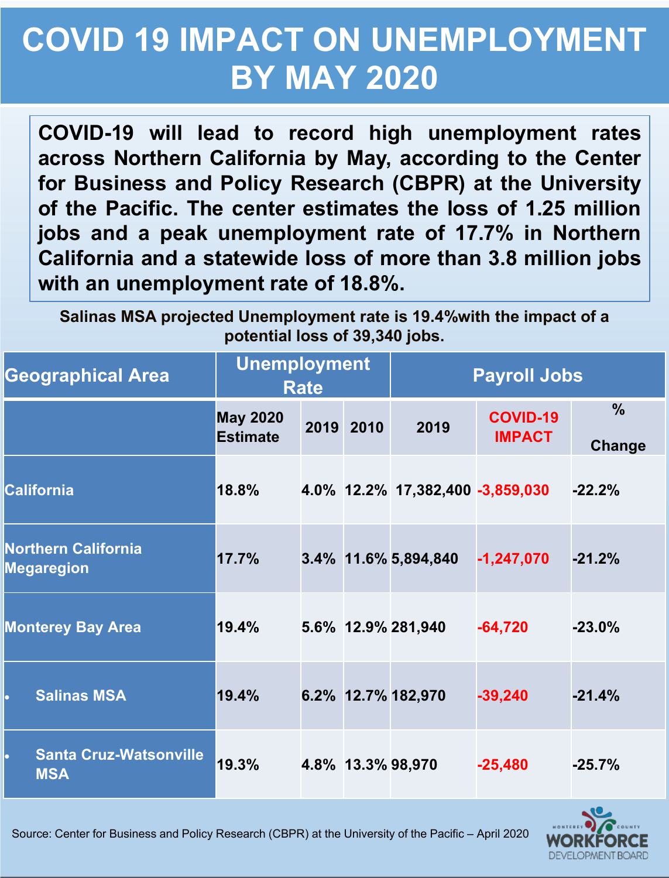# COVID 19 IMPACT ON UNEMPLOYMENT BY MAY 2020

**COVID-19 will lead to record high unemployment rates across Northern California by May, according to the Center for Business and Policy Research (CBPR) at the University of the Pacific. The center estimates the loss of 1.25 million jobs and a peak unemployment rate of 17.7% in Northern California and a statewide loss of more than 3.8 million jobs with an unemployment rate of 18.8%.**

**Salinas MSA projected Unemployment rate is 19.4%with the impact of a potential loss of 39,340 jobs.**

| Geographical Area | Unemployment Rate | | | Payroll Jobs | | |
|---|---|---|---|---|---|---|
| | May 2020 Estimate | 2019 | 2010 | 2019 | COVID-19 IMPACT | % Change |
| California | 18.8% | 4.0% | 12.2% | 17,382,400 | -3,859,030 | -22.2% |
| Northern California Megaregion | 17.7% | 3.4% | 11.6% | 5,894,840 | -1,247,070 | -21.2% |
| Monterey Bay Area | 19.4% | 5.6% | 12.9% | 281,940 | -64,720 | -23.0% |
| • Salinas MSA | 19.4% | 6.2% | 12.7% | 182,970 | -39,240 | -21.4% |
| • Santa Cruz-Watsonville MSA | 19.3% | 4.8% | 13.3% | 98,970 | -25,480 | -25.7% |

Source: Center for Business and Policy Research (CBPR) at the University of the Pacific – April 2020

MONTEREY COUNTY WORKFORCE DEVELOPMENT BOARD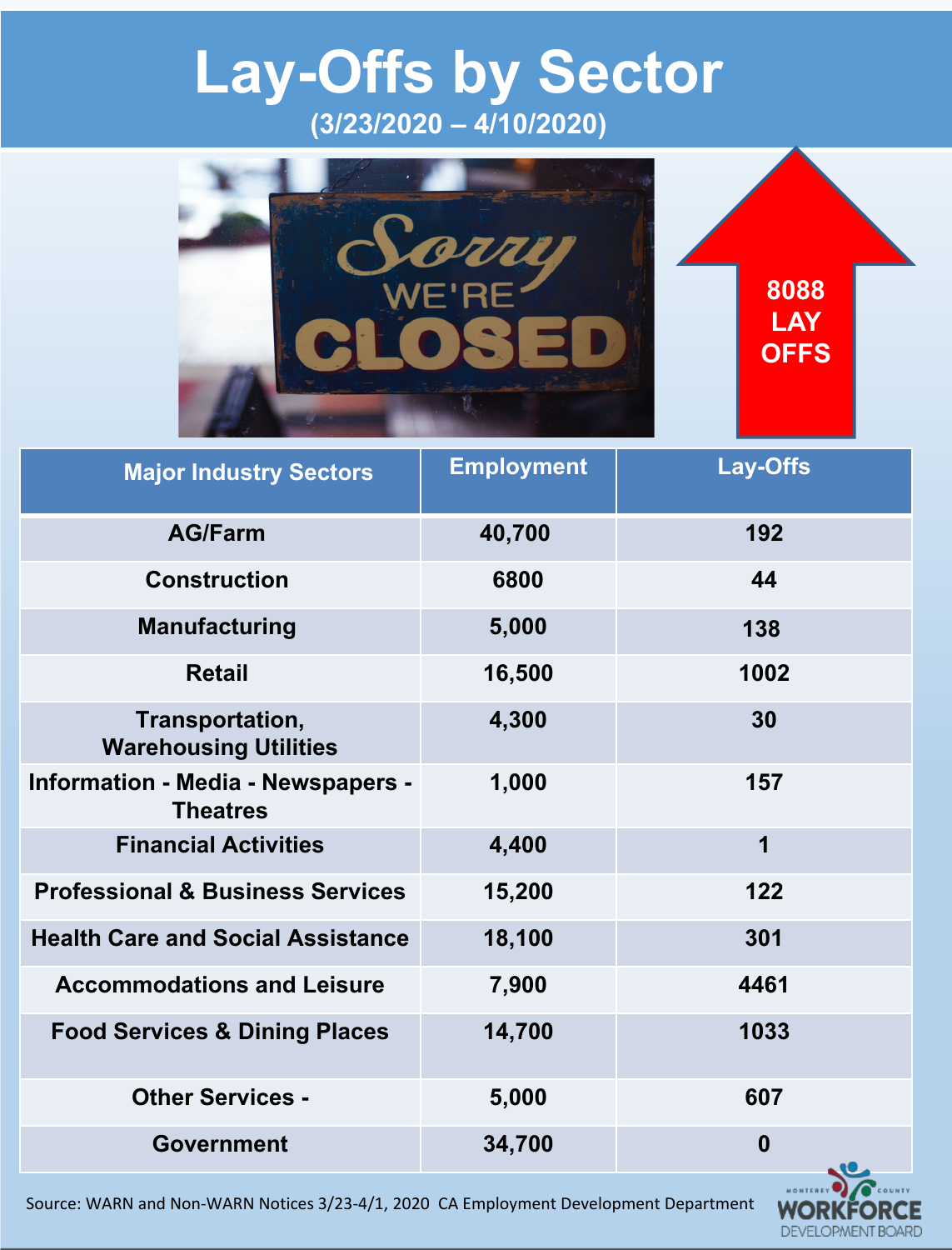# Lay-Offs by Sector

**(3/23/2020 – 4/10/2020)**

**8088 LAY OFFS**

| Major Industry Sectors | Employment | Lay-Offs |
|---|---|---|
| AG/Farm | 40,700 | 192 |
| Construction | 6800 | 44 |
| Manufacturing | 5,000 | 138 |
| Retail | 16,500 | 1002 |
| Transportation, Warehousing Utilities | 4,300 | 30 |
| Information - Media - Newspapers - Theatres | 1,000 | 157 |
| Financial Activities | 4,400 | 1 |
| Professional & Business Services | 15,200 | 122 |
| Health Care and Social Assistance | 18,100 | 301 |
| Accommodations and Leisure | 7,900 | 4461 |
| Food Services & Dining Places | 14,700 | 1033 |
| Other Services - | 5,000 | 607 |
| Government | 34,700 | 0 |

Source: WARN and Non-WARN Notices 3/23-4/1, 2020 CA Employment Development Department

Monterey County WORKFORCE DEVELOPMENT BOARD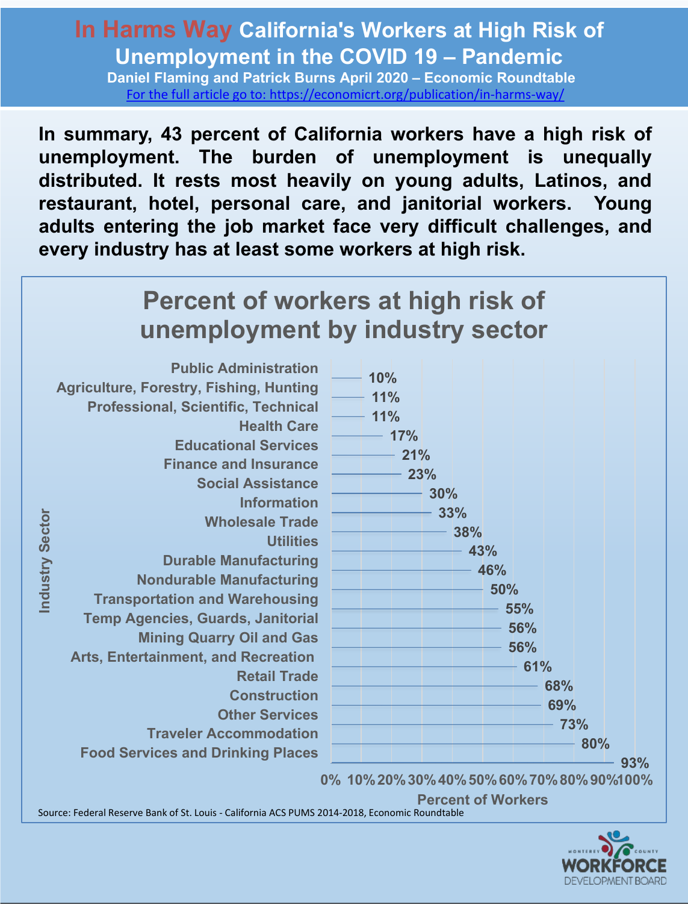# In Harms Way California's Workers at High Risk of Unemployment in the COVID 19 – Pandemic

**Daniel Flaming and Patrick Burns April 2020 – Economic Roundtable**

For the full article go to: https://economicrt.org/publication/in-harms-way/

**In summary, 43 percent of California workers have a high risk of unemployment. The burden of unemployment is unequally distributed. It rests most heavily on young adults, Latinos, and restaurant, hotel, personal care, and janitorial workers. Young adults entering the job market face very difficult challenges, and every industry has at least some workers at high risk.**

## Percent of workers at high risk of unemployment by industry sector

| Industry Sector | Percent of Workers |
| --- | --- |
| Public Administration | 10% |
| Agriculture, Forestry, Fishing, Hunting | 11% |
| Professional, Scientific, Technical | 11% |
| Health Care | 17% |
| Educational Services | 21% |
| Finance and Insurance | 23% |
| Social Assistance | 30% |
| Information | 33% |
| Wholesale Trade | 38% |
| Utilities | 43% |
| Durable Manufacturing | 46% |
| Nondurable Manufacturing | 50% |
| Transportation and Warehousing | 55% |
| Temp Agencies, Guards, Janitorial | 56% |
| Mining Quarry Oil and Gas | 56% |
| Arts, Entertainment, and Recreation | 61% |
| Retail Trade | 68% |
| Construction | 69% |
| Other Services | 73% |
| Traveler Accommodation | 80% |
| Food Services and Drinking Places | 93% |

Source: Federal Reserve Bank of St. Louis - California ACS PUMS 2014-2018, Economic Roundtable

MONTEREY COUNTY WORKFORCE DEVELOPMENT BOARD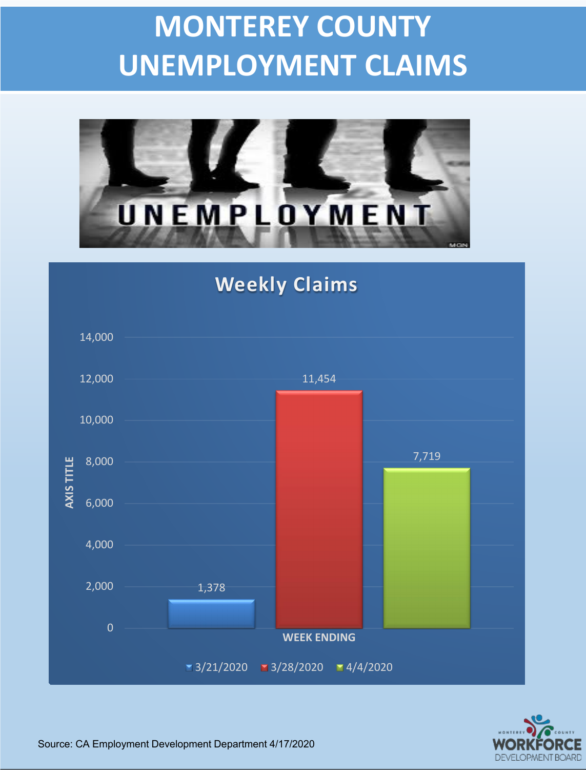# MONTEREY COUNTY UNEMPLOYMENT CLAIMS

UNEMPLOYMENT

Weekly Claims

14,000
12,000
10,000
8,000
6,000
4,000
2,000
0

AXIS TITLE

1,378
11,454
7,719

WEEK ENDING

3/21/2020 3/28/2020 4/4/2020

Source: CA Employment Development Department 4/17/2020

MONTEREY COUNTY WORKFORCE DEVELOPMENT BOARD